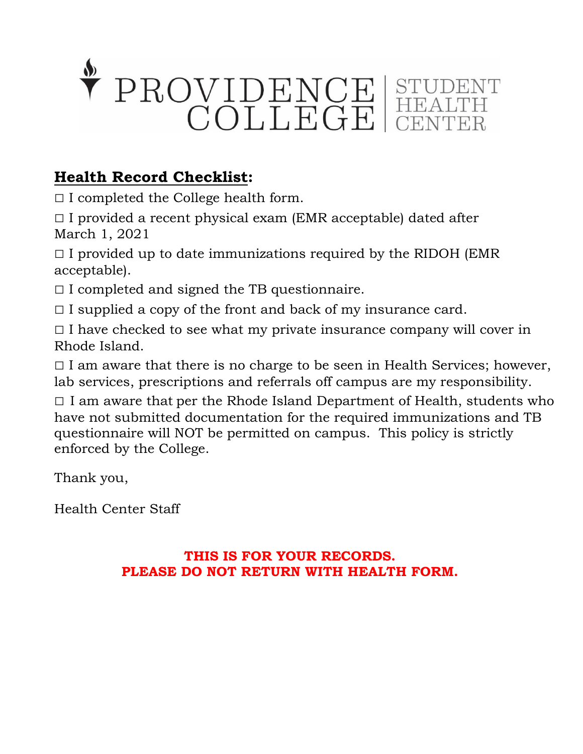PROVIDENCE COLLEGE | STUDENT HEALTH CENTER

## Health Record Checklist:

□ I completed the College health form.

□ I provided a recent physical exam (EMR acceptable) dated after March 1, 2021

□ I provided up to date immunizations required by the RIDOH (EMR acceptable).

□ I completed and signed the TB questionnaire.

□ I supplied a copy of the front and back of my insurance card.

□ I have checked to see what my private insurance company will cover in Rhode Island.

□ I am aware that there is no charge to be seen in Health Services; however, lab services, prescriptions and referrals off campus are my responsibility.

□ I am aware that per the Rhode Island Department of Health, students who have not submitted documentation for the required immunizations and TB questionnaire will NOT be permitted on campus. This policy is strictly enforced by the College.

Thank you,

Health Center Staff

**THIS IS FOR YOUR RECORDS.**
**PLEASE DO NOT RETURN WITH HEALTH FORM.**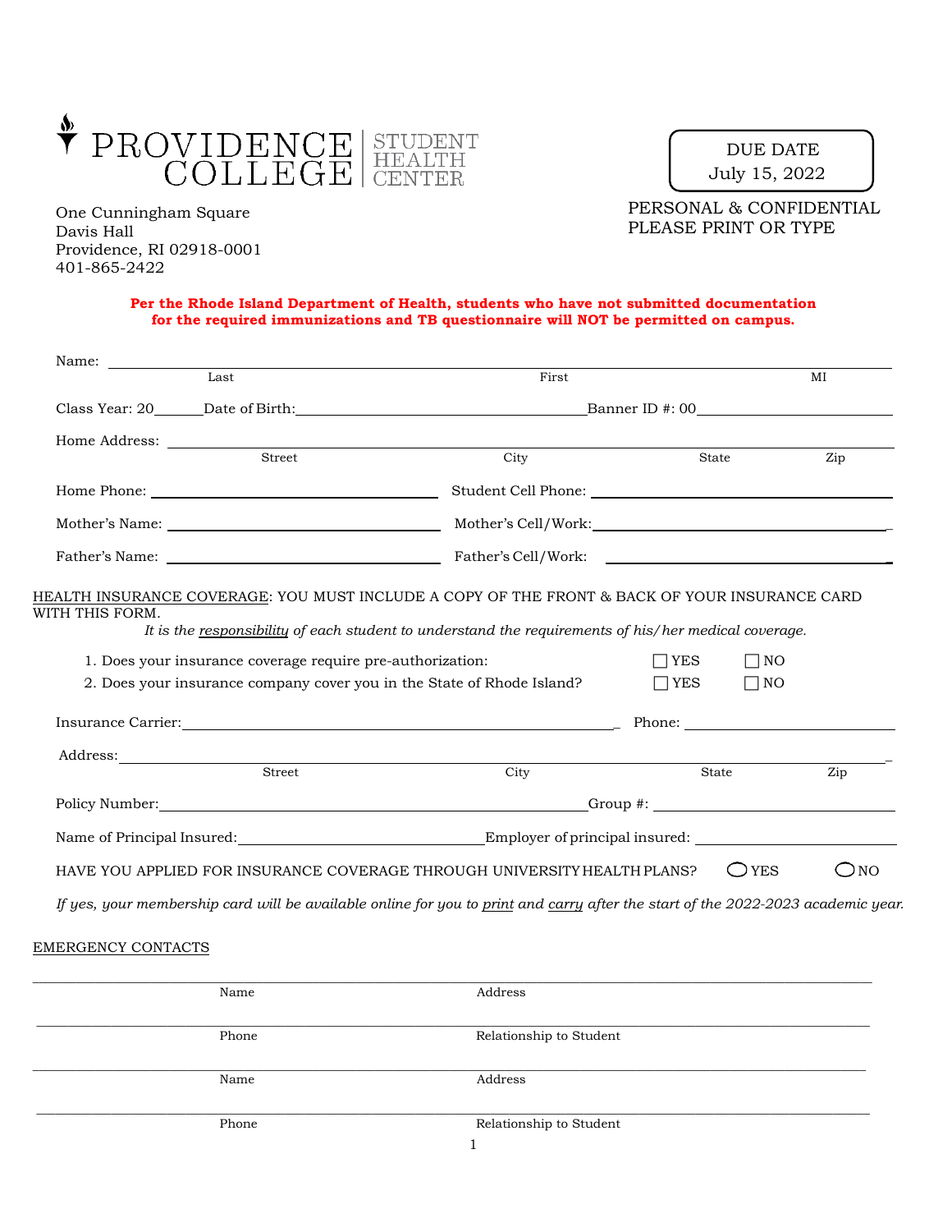# PROVIDENCE COLLEGE | STUDENT HEALTH CENTER

One Cunningham Square
Davis Hall
Providence, RI 02918-0001
401-865-2422

**DUE DATE**
**July 15, 2022**

PERSONAL & CONFIDENTIAL
PLEASE PRINT OR TYPE

**Per the Rhode Island Department of Health, students who have not submitted documentation for the required immunizations and TB questionnaire will NOT be permitted on campus.**

Name: ______________________________________________________________
Last &nbsp;&nbsp;&nbsp;&nbsp;&nbsp;&nbsp;&nbsp;&nbsp;&nbsp;&nbsp; First &nbsp;&nbsp;&nbsp;&nbsp;&nbsp;&nbsp;&nbsp;&nbsp;&nbsp;&nbsp; MI

Class Year: 20______ Date of Birth:__________________________ Banner ID #: 00__________________

Home Address: ______________________________________________________
Street &nbsp;&nbsp;&nbsp;&nbsp;&nbsp;&nbsp;&nbsp;&nbsp;&nbsp;&nbsp; City &nbsp;&nbsp;&nbsp;&nbsp;&nbsp;&nbsp;&nbsp;&nbsp;&nbsp;&nbsp; State &nbsp;&nbsp;&nbsp;&nbsp;&nbsp;&nbsp;&nbsp;&nbsp;&nbsp;&nbsp; Zip

Home Phone: ________________________ Student Cell Phone: ________________________

Mother's Name: ________________________ Mother's Cell/Work:________________________

Father's Name: ________________________ Father's Cell/Work: ________________________

HEALTH INSURANCE COVERAGE: YOU MUST INCLUDE A COPY OF THE FRONT & BACK OF YOUR INSURANCE CARD WITH THIS FORM.

*It is the responsibility of each student to understand the requirements of his/her medical coverage.*

1. Does your insurance coverage require pre-authorization: ☐ YES ☐ NO
2. Does your insurance company cover you in the State of Rhode Island? ☐ YES ☐ NO

Insurance Carrier:________________________________________ Phone: ________________________

Address:______________________________________________________________
Street &nbsp;&nbsp;&nbsp;&nbsp;&nbsp;&nbsp;&nbsp;&nbsp;&nbsp;&nbsp; City &nbsp;&nbsp;&nbsp;&nbsp;&nbsp;&nbsp;&nbsp;&nbsp;&nbsp;&nbsp; State &nbsp;&nbsp;&nbsp;&nbsp;&nbsp;&nbsp;&nbsp;&nbsp;&nbsp;&nbsp; Zip

Policy Number:________________________________________ Group #: ________________________

Name of Principal Insured:________________________ Employer of principal insured: ________________________

HAVE YOU APPLIED FOR INSURANCE COVERAGE THROUGH UNIVERSITY HEALTH PLANS? ◯ YES ◯ NO

*If yes, your membership card will be available online for you to print and carry after the start of the 2022-2023 academic year.*

EMERGENCY CONTACTS

______________________________________________________________
Name &nbsp;&nbsp;&nbsp;&nbsp;&nbsp;&nbsp;&nbsp;&nbsp;&nbsp;&nbsp; Address

______________________________________________________________
Phone &nbsp;&nbsp;&nbsp;&nbsp;&nbsp;&nbsp;&nbsp;&nbsp;&nbsp;&nbsp; Relationship to Student

______________________________________________________________
Name &nbsp;&nbsp;&nbsp;&nbsp;&nbsp;&nbsp;&nbsp;&nbsp;&nbsp;&nbsp; Address

______________________________________________________________
Phone &nbsp;&nbsp;&nbsp;&nbsp;&nbsp;&nbsp;&nbsp;&nbsp;&nbsp;&nbsp; Relationship to Student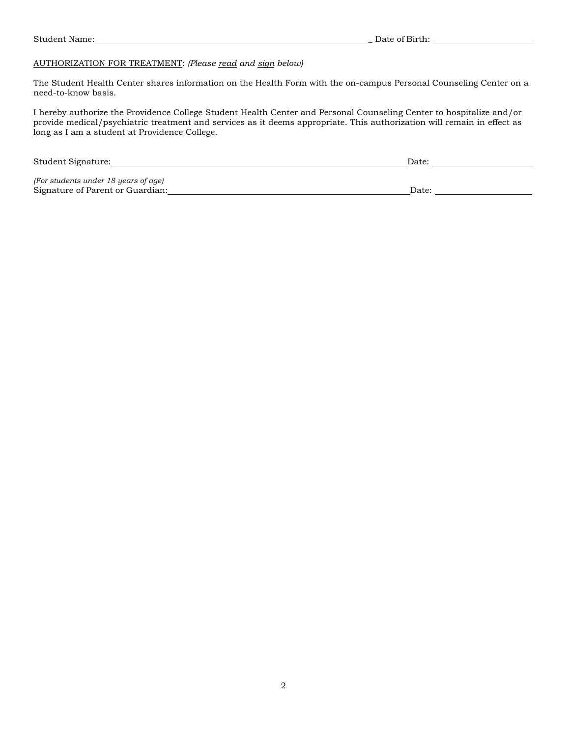Student Name:_______________________________________________ Date of Birth: ____________________

AUTHORIZATION FOR TREATMENT: *(Please read and sign below)*

The Student Health Center shares information on the Health Form with the on-campus Personal Counseling Center on a need-to-know basis.

I hereby authorize the Providence College Student Health Center and Personal Counseling Center to hospitalize and/or provide medical/psychiatric treatment and services as it deems appropriate. This authorization will remain in effect as long as I am a student at Providence College.

Student Signature:_______________________________________________ Date: ____________________

*(For students under 18 years of age)*
Signature of Parent or Guardian:_____________________________________ Date: ____________________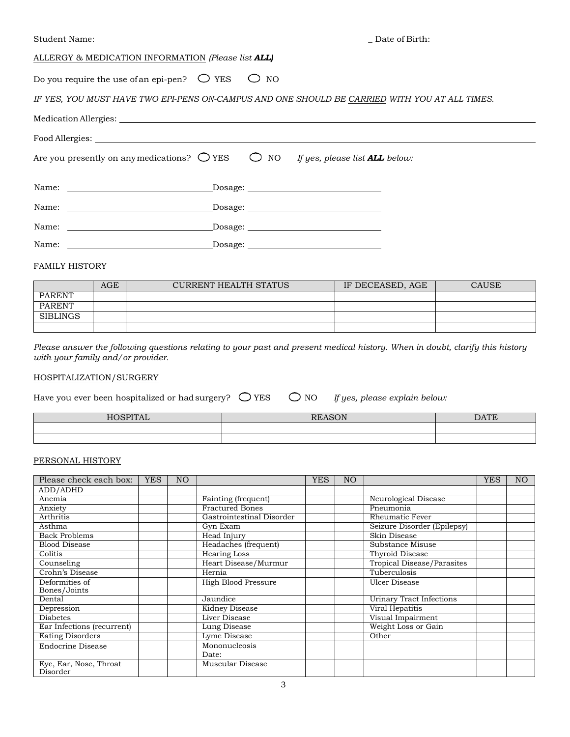Student Name: _______________________________________________ Date of Birth: ____________________

ALLERGY & MEDICATION INFORMATION *(Please list **ALL**)*

Do you require the use of an epi-pen? ◯ YES ◯ NO

*IF YES, YOU MUST HAVE TWO EPI-PENS ON-CAMPUS AND ONE SHOULD BE CARRIED WITH YOU AT ALL TIMES.*

Medication Allergies: ______________________________________________________________

Food Allergies: ______________________________________________________________

Are you presently on any medications? ◯ YES ◯ NO *If yes, please list **ALL** below:*

Name: ____________________ Dosage: ____________________

Name: ____________________ Dosage: ____________________

Name: ____________________ Dosage: ____________________

Name: ____________________ Dosage: ____________________

FAMILY HISTORY

| | AGE | CURRENT HEALTH STATUS | IF DECEASED, AGE | CAUSE |
|---|---|---|---|---|
| PARENT | | | | |
| PARENT | | | | |
| SIBLINGS | | | | |
| | | | | |

*Please answer the following questions relating to your past and present medical history. When in doubt, clarify this history with your family and/or provider.*

HOSPITALIZATION/SURGERY

Have you ever been hospitalized or had surgery? ◯ YES ◯ NO *If yes, please explain below:*

| HOSPITAL | REASON | DATE |
|---|---|---|
| | | |
| | | |

PERSONAL HISTORY

| Please check each box: | YES | NO | | YES | NO | | YES | NO |
|---|---|---|---|---|---|---|---|---|
| ADD/ADHD | | | | | | | | |
| Anemia | | | Fainting (frequent) | | | Neurological Disease | | |
| Anxiety | | | Fractured Bones | | | Pneumonia | | |
| Arthritis | | | Gastrointestinal Disorder | | | Rheumatic Fever | | |
| Asthma | | | Gyn Exam | | | Seizure Disorder (Epilepsy) | | |
| Back Problems | | | Head Injury | | | Skin Disease | | |
| Blood Disease | | | Headaches (frequent) | | | Substance Misuse | | |
| Colitis | | | Hearing Loss | | | Thyroid Disease | | |
| Counseling | | | Heart Disease/Murmur | | | Tropical Disease/Parasites | | |
| Crohn's Disease | | | Hernia | | | Tuberculosis | | |
| Deformities of Bones/Joints | | | High Blood Pressure | | | Ulcer Disease | | |
| Dental | | | Jaundice | | | Urinary Tract Infections | | |
| Depression | | | Kidney Disease | | | Viral Hepatitis | | |
| Diabetes | | | Liver Disease | | | Visual Impairment | | |
| Ear Infections (recurrent) | | | Lung Disease | | | Weight Loss or Gain | | |
| Eating Disorders | | | Lyme Disease | | | Other | | |
| Endocrine Disease | | | Mononucleosis Date: | | | | | |
| Eye, Ear, Nose, Throat Disorder | | | Muscular Disease | | | | | |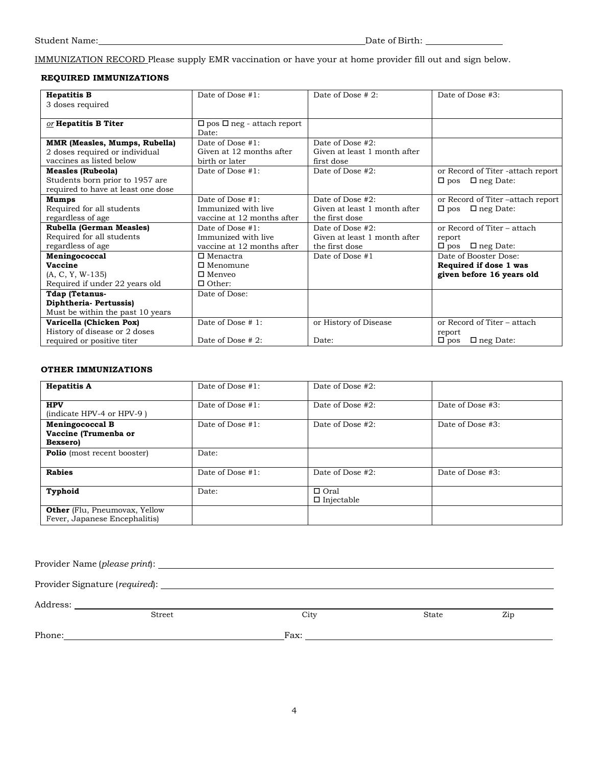Student Name:________________________________ Date of Birth: ____________

IMMUNIZATION RECORD Please supply EMR vaccination or have your at home provider fill out and sign below.

**REQUIRED IMMUNIZATIONS**

| | | | |
|---|---|---|---|
| **Hepatitis B**<br>3 doses required | Date of Dose #1: | Date of Dose # 2: | Date of Dose #3: |
| *or* **Hepatitis B Titer** | ☐ pos ☐ neg - attach report<br>Date: | | |
| **MMR (Measles, Mumps, Rubella)**<br>2 doses required or individual vaccines as listed below | Date of Dose #1:<br>Given at 12 months after birth or later | Date of Dose #2:<br>Given at least 1 month after first dose | |
| **Measles (Rubeola)**<br>Students born prior to 1957 are required to have at least one dose | Date of Dose #1: | Date of Dose #2: | or Record of Titer -attach report<br>☐ pos ☐ neg Date: |
| **Mumps**<br>Required for all students regardless of age | Date of Dose #1:<br>Immunized with live vaccine at 12 months after | Date of Dose #2:<br>Given at least 1 month after the first dose | or Record of Titer –attach report<br>☐ pos ☐ neg Date: |
| **Rubella (German Measles)**<br>Required for all students regardless of age | Date of Dose #1:<br>Immunized with live vaccine at 12 months after | Date of Dose #2:<br>Given at least 1 month after the first dose | or Record of Titer – attach report<br>☐ pos ☐ neg Date: |
| **Meningococcal Vaccine**<br>(A, C, Y, W-135)<br>Required if under 22 years old | ☐ Menactra<br>☐ Menomune<br>☐ Menveo<br>☐ Other: | Date of Dose #1 | Date of Booster Dose:<br>**Required if dose 1 was given before 16 years old** |
| **Tdap (Tetanus-Diphtheria- Pertussis)**<br>Must be within the past 10 years | Date of Dose: | | |
| **Varicella (Chicken Pox)**<br>History of disease or 2 doses required or positive titer | Date of Dose # 1:<br><br>Date of Dose # 2: | or History of Disease<br><br>Date: | or Record of Titer – attach report<br>☐ pos ☐ neg Date: |

**OTHER IMMUNIZATIONS**

| | | | |
|---|---|---|---|
| **Hepatitis A** | Date of Dose #1: | Date of Dose #2: | |
| **HPV**<br>(indicate HPV-4 or HPV-9 ) | Date of Dose #1: | Date of Dose #2: | Date of Dose #3: |
| **Meningococcal B Vaccine (Trumenba or Bexsero)** | Date of Dose #1: | Date of Dose #2: | Date of Dose #3: |
| **Polio** (most recent booster) | Date: | | |
| **Rabies** | Date of Dose #1: | Date of Dose #2: | Date of Dose #3: |
| **Typhoid** | Date: | ☐ Oral<br>☐ Injectable | |
| **Other** (Flu, Pneumovax, Yellow Fever, Japanese Encephalitis) | | | |

Provider Name (*please print*): ____________________________________________

Provider Signature (*required*): ____________________________________________

Address: ____________________________________________
Street City State Zip

Phone: ______________________ Fax: ______________________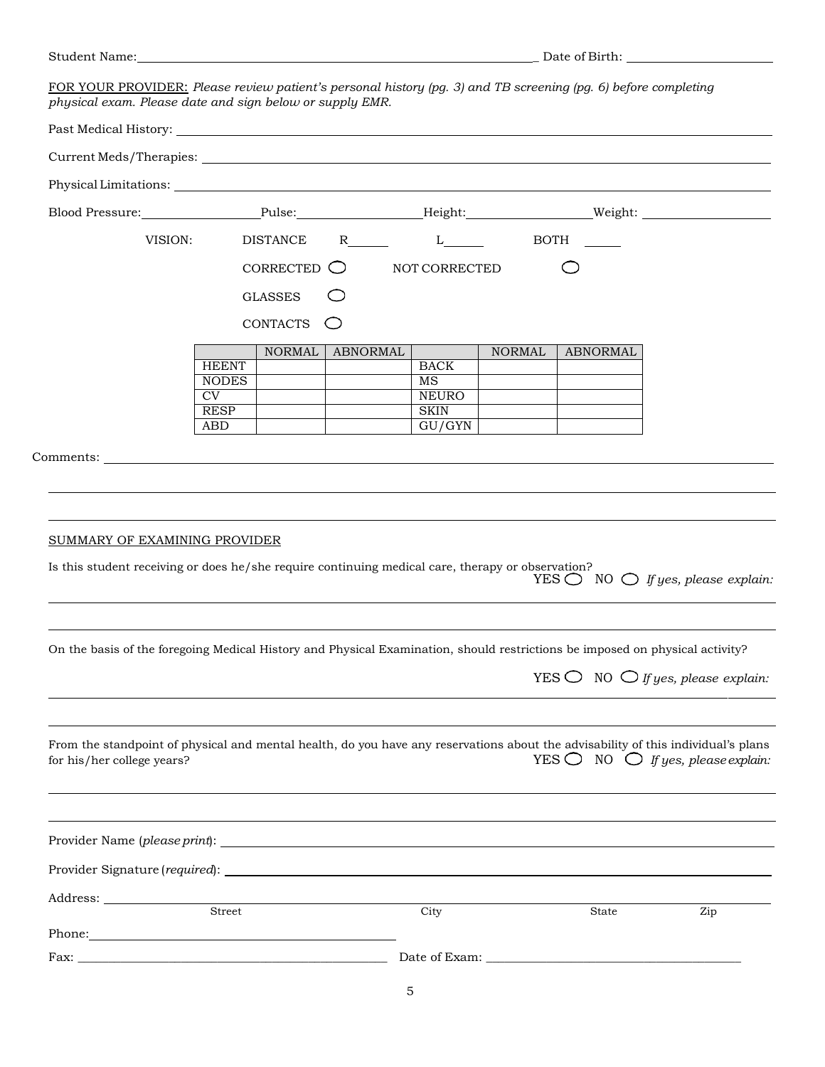Student Name: _______________ Date of Birth: _______________

FOR YOUR PROVIDER: *Please review patient's personal history (pg. 3) and TB screening (pg. 6) before completing physical exam. Please date and sign below or supply EMR.*

Past Medical History: _______________

Current Meds/Therapies: _______________

Physical Limitations: _______________

Blood Pressure: _______________ Pulse: _______________ Height: _______________ Weight: _______________

VISION: DISTANCE R_____ L_____ BOTH _____

CORRECTED ○ NOT CORRECTED ○

GLASSES ○

CONTACTS ○

| | NORMAL | ABNORMAL | | NORMAL | ABNORMAL |
|---|---|---|---|---|---|
| HEENT | | | BACK | | |
| NODES | | | MS | | |
| CV | | | NEURO | | |
| RESP | | | SKIN | | |
| ABD | | | GU/GYN | | |

Comments: _______________

SUMMARY OF EXAMINING PROVIDER

Is this student receiving or does he/she require continuing medical care, therapy or observation? YES ○ NO ○ *If yes, please explain:*

On the basis of the foregoing Medical History and Physical Examination, should restrictions be imposed on physical activity?

YES ○ NO ○ *If yes, please explain:*

From the standpoint of physical and mental health, do you have any reservations about the advisability of this individual's plans for his/her college years? YES ○ NO ○ *If yes, please explain:*

Provider Name (*please print*): _______________

Provider Signature (*required*): _______________

Address: _______________
Street City State Zip

Phone: _______________

Fax: _______________ Date of Exam: _______________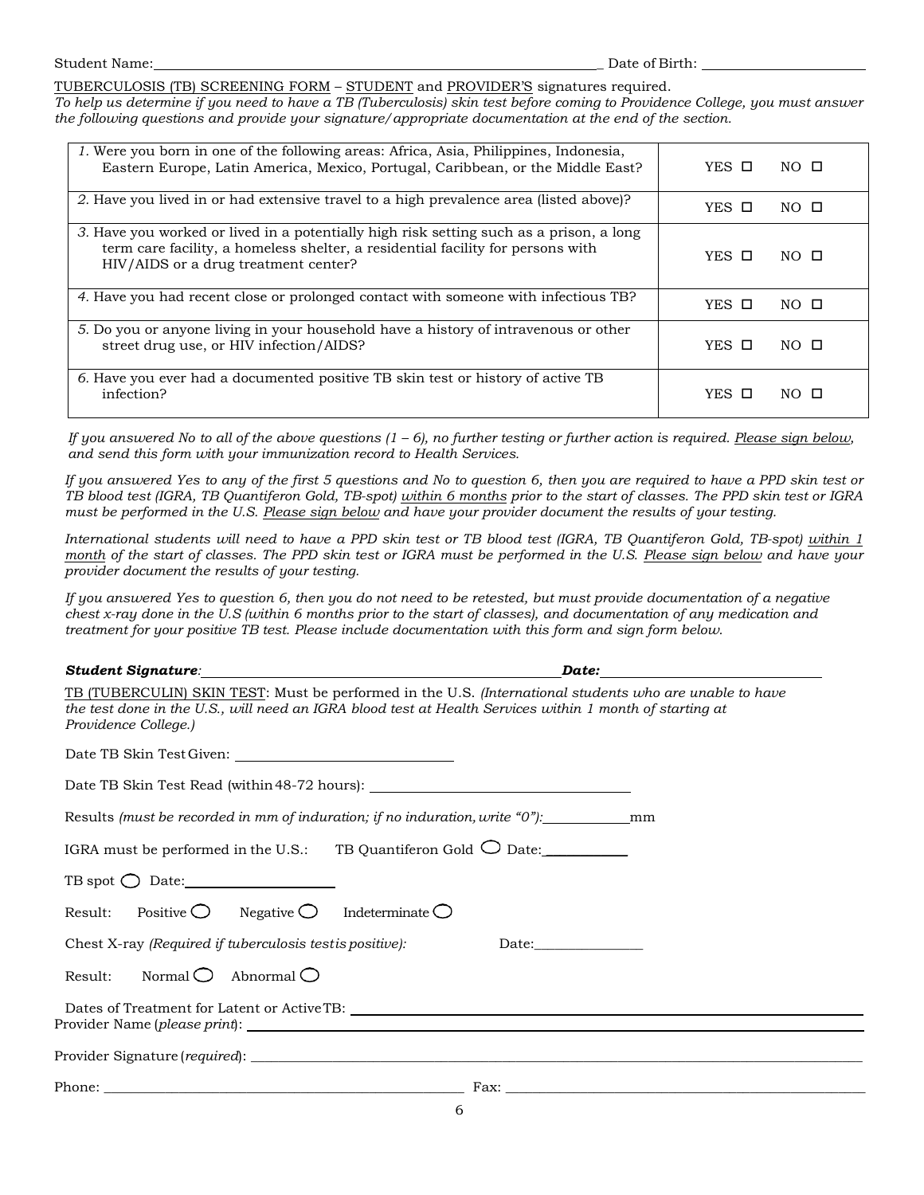Student Name: ____________________ Date of Birth: ____________________

TUBERCULOSIS (TB) SCREENING FORM – STUDENT and PROVIDER'S signatures required.

*To help us determine if you need to have a TB (Tuberculosis) skin test before coming to Providence College, you must answer the following questions and provide your signature/appropriate documentation at the end of the section.*

| | |
|---|---|
| *1.* Were you born in one of the following areas: Africa, Asia, Philippines, Indonesia, Eastern Europe, Latin America, Mexico, Portugal, Caribbean, or the Middle East? | YES ☐ NO ☐ |
| *2.* Have you lived in or had extensive travel to a high prevalence area (listed above)? | YES ☐ NO ☐ |
| *3.* Have you worked or lived in a potentially high risk setting such as a prison, a long term care facility, a homeless shelter, a residential facility for persons with HIV/AIDS or a drug treatment center? | YES ☐ NO ☐ |
| *4.* Have you had recent close or prolonged contact with someone with infectious TB? | YES ☐ NO ☐ |
| *5.* Do you or anyone living in your household have a history of intravenous or other street drug use, or HIV infection/AIDS? | YES ☐ NO ☐ |
| *6.* Have you ever had a documented positive TB skin test or history of active TB infection? | YES ☐ NO ☐ |

*If you answered No to all of the above questions (1 – 6), no further testing or further action is required. Please sign below, and send this form with your immunization record to Health Services.*

*If you answered Yes to any of the first 5 questions and No to question 6, then you are required to have a PPD skin test or TB blood test (IGRA, TB Quantiferon Gold, TB-spot) within 6 months prior to the start of classes. The PPD skin test or IGRA must be performed in the U.S. Please sign below and have your provider document the results of your testing.*

*International students will need to have a PPD skin test or TB blood test (IGRA, TB Quantiferon Gold, TB-spot) within 1 month of the start of classes. The PPD skin test or IGRA must be performed in the U.S. Please sign below and have your provider document the results of your testing.*

*If you answered Yes to question 6, then you do not need to be retested, but must provide documentation of a negative chest x-ray done in the U.S (within 6 months prior to the start of classes), and documentation of any medication and treatment for your positive TB test. Please include documentation with this form and sign form below.*

***Student Signature:*** ____________________ ***Date:*** ____________________

TB (TUBERCULIN) SKIN TEST: Must be performed in the U.S. *(International students who are unable to have the test done in the U.S., will need an IGRA blood test at Health Services within 1 month of starting at Providence College.)*

Date TB Skin Test Given: ____________________

Date TB Skin Test Read (within 48-72 hours): ____________________

Results *(must be recorded in mm of induration; if no induration, write "0")*: ________mm

IGRA must be performed in the U.S.: TB Quantiferon Gold ○ Date: ________

TB spot ○ Date: ____________________

Result: Positive ○ Negative ○ Indeterminate ○

Chest X-ray *(Required if tuberculosis test is positive)*: Date: ____________

Result: Normal ○ Abnormal ○

Dates of Treatment for Latent or Active TB: ____________________

Provider Name (*please print*): ____________________

Provider Signature (*required*): ____________________

Phone: ____________________ Fax: ____________________